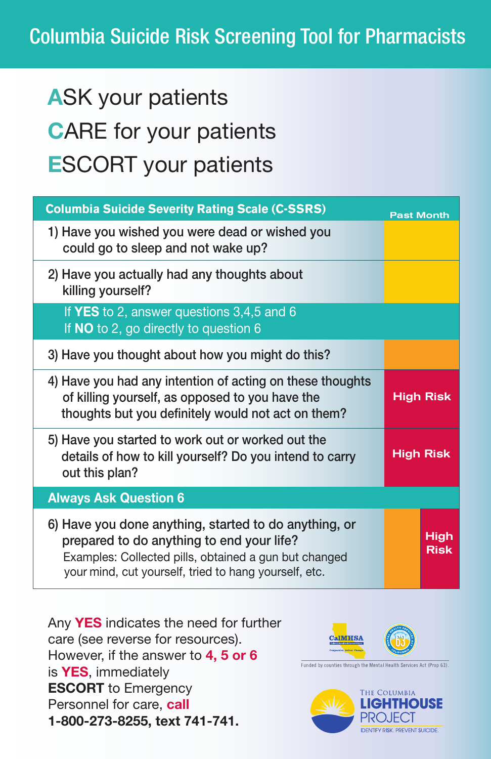# Columbia Suicide Risk Screening Tool for Pharmacists

**A**SK your patients

**C**ARE for your patients

**E**SCORT your patients

| Columbia Suicide Severity Rating Scale (C-SSRS) | Past Month |
|---|---|
| 1) Have you wished you were dead or wished you could go to sleep and not wake up? | |
| 2) Have you actually had any thoughts about killing yourself? | |
| If **YES** to 2, answer questions 3,4,5 and 6<br>If **NO** to 2, go directly to question 6 | |
| 3) Have you thought about how you might do this? | |
| 4) Have you had any intention of acting on these thoughts of killing yourself, as opposed to you have the thoughts but you definitely would not act on them? | High Risk |
| 5) Have you started to work out or worked out the details of how to kill yourself? Do you intend to carry out this plan? | High Risk |
| **Always Ask Question 6** | |
| 6) Have you done anything, started to do anything, or prepared to do anything to end your life?<br>Examples: Collected pills, obtained a gun but changed your mind, cut yourself, tried to hang yourself, etc. | High Risk |

Any **YES** indicates the need for further care (see reverse for resources). However, if the answer to **4, 5 or 6** is **YES**, immediately **ESCORT** to Emergency Personnel for care, **call 1-800-273-8255, text 741-741.**

CalMHSA

Funded by counties through the Mental Health Services Act (Prop 63).

THE COLUMBIA LIGHTHOUSE PROJECT

IDENTIFY RISK. PREVENT SUICIDE.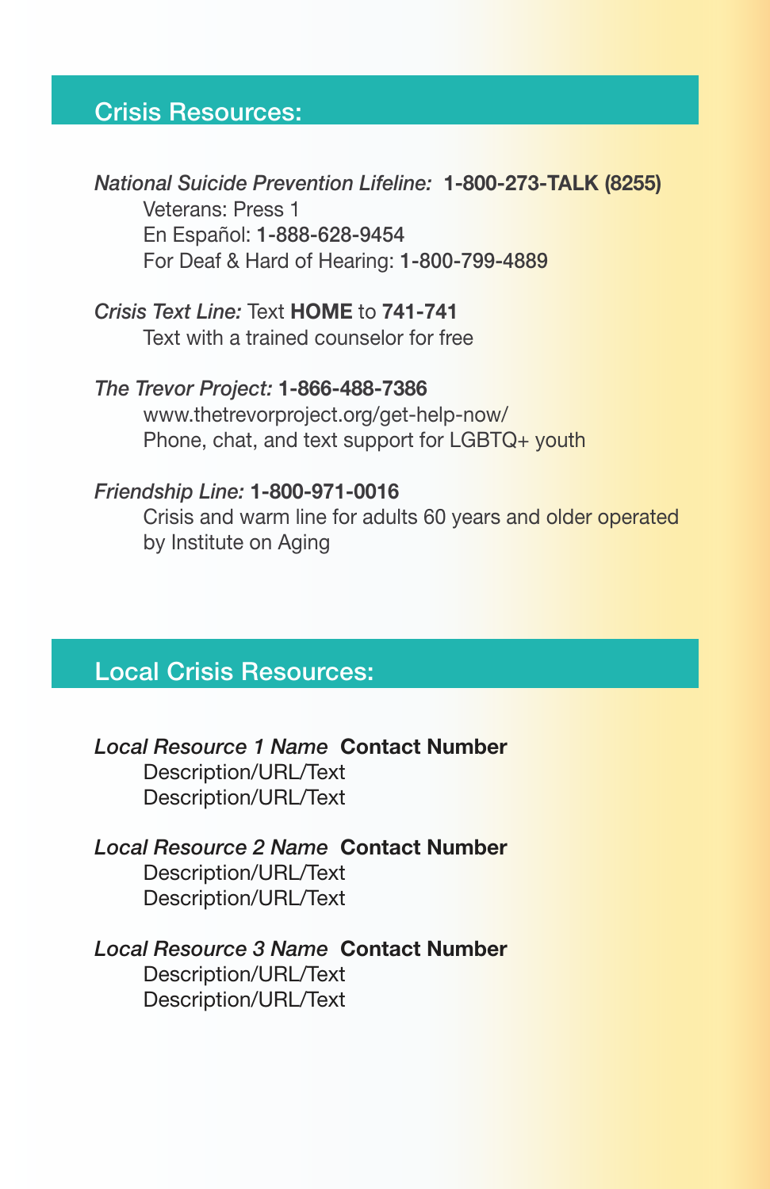## Crisis Resources:

*National Suicide Prevention Lifeline:* **1-800-273-TALK (8255)**
Veterans: Press 1
En Español: **1-888-628-9454**
For Deaf & Hard of Hearing: **1-800-799-4889**

*Crisis Text Line:* Text **HOME** to **741-741**
Text with a trained counselor for free

*The Trevor Project:* **1-866-488-7386**
www.thetrevorproject.org/get-help-now/
Phone, chat, and text support for LGBTQ+ youth

*Friendship Line:* **1-800-971-0016**
Crisis and warm line for adults 60 years and older operated by Institute on Aging

## Local Crisis Resources:

***Local Resource 1 Name*** **Contact Number**
Description/URL/Text
Description/URL/Text

***Local Resource 2 Name*** **Contact Number**
Description/URL/Text
Description/URL/Text

***Local Resource 3 Name*** **Contact Number**
Description/URL/Text
Description/URL/Text